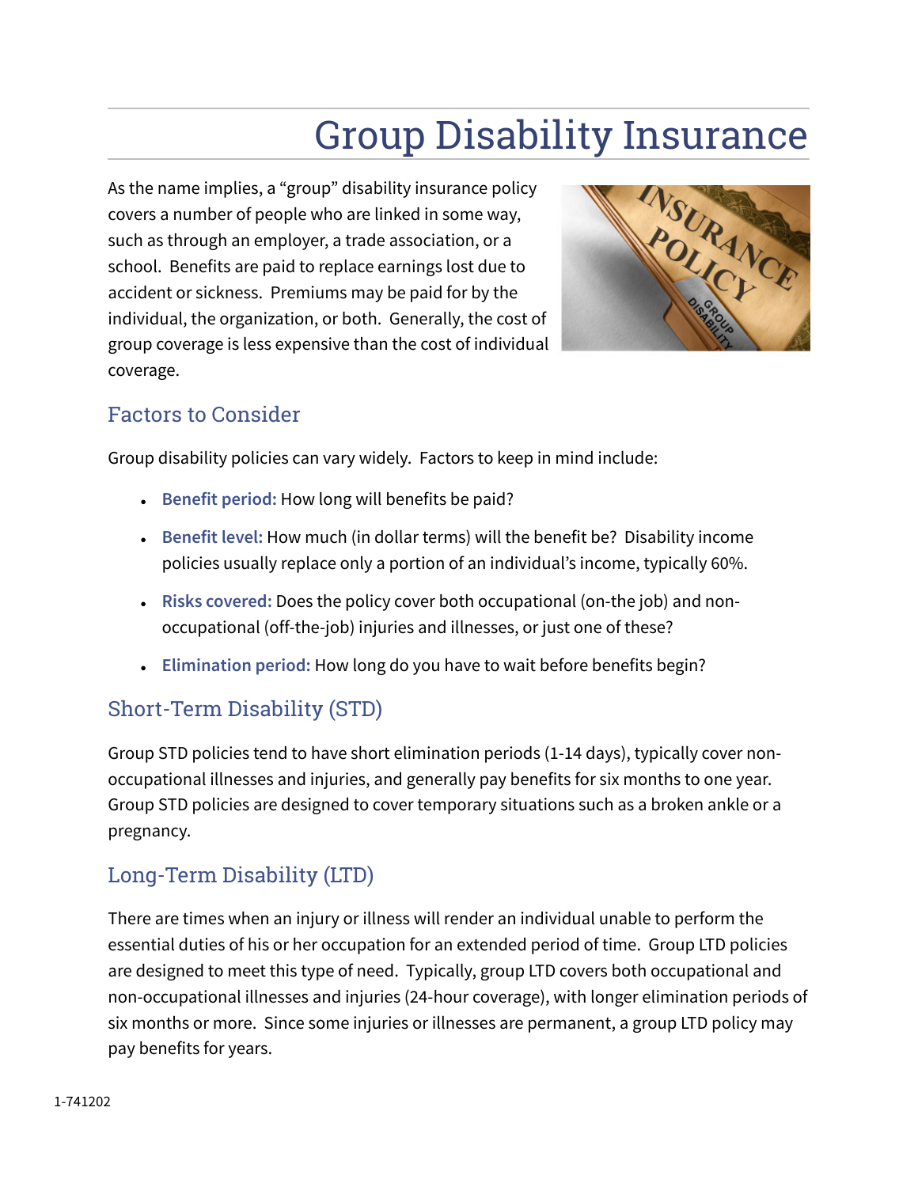# Group Disability Insurance

As the name implies, a "group" disability insurance policy covers a number of people who are linked in some way, such as through an employer, a trade association, or a school. Benefits are paid to replace earnings lost due to accident or sickness. Premiums may be paid for by the individual, the organization, or both. Generally, the cost of group coverage is less expensive than the cost of individual coverage.

## Factors to Consider

Group disability policies can vary widely. Factors to keep in mind include:

- **Benefit period:** How long will benefits be paid?
- **Benefit level:** How much (in dollar terms) will the benefit be? Disability income policies usually replace only a portion of an individual's income, typically 60%.
- **Risks covered:** Does the policy cover both occupational (on-the job) and non-occupational (off-the-job) injuries and illnesses, or just one of these?
- **Elimination period:** How long do you have to wait before benefits begin?

## Short-Term Disability (STD)

Group STD policies tend to have short elimination periods (1-14 days), typically cover non-occupational illnesses and injuries, and generally pay benefits for six months to one year. Group STD policies are designed to cover temporary situations such as a broken ankle or a pregnancy.

## Long-Term Disability (LTD)

There are times when an injury or illness will render an individual unable to perform the essential duties of his or her occupation for an extended period of time. Group LTD policies are designed to meet this type of need. Typically, group LTD covers both occupational and non-occupational illnesses and injuries (24-hour coverage), with longer elimination periods of six months or more. Since some injuries or illnesses are permanent, a group LTD policy may pay benefits for years.

1-741202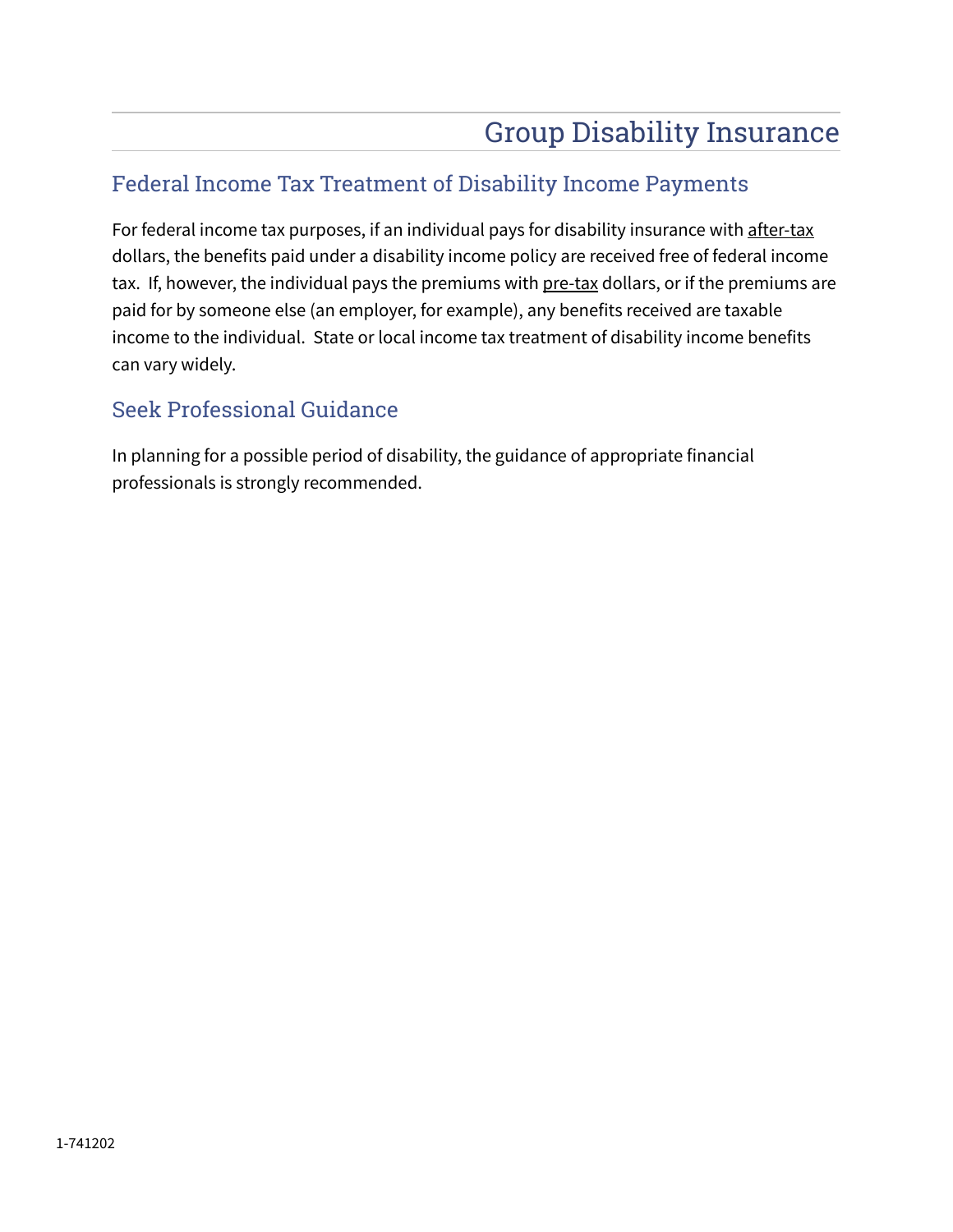# Group Disability Insurance

## Federal Income Tax Treatment of Disability Income Payments

For federal income tax purposes, if an individual pays for disability insurance with <u>after-tax</u> dollars, the benefits paid under a disability income policy are received free of federal income tax. If, however, the individual pays the premiums with <u>pre-tax</u> dollars, or if the premiums are paid for by someone else (an employer, for example), any benefits received are taxable income to the individual. State or local income tax treatment of disability income benefits can vary widely.

## Seek Professional Guidance

In planning for a possible period of disability, the guidance of appropriate financial professionals is strongly recommended.

1-741202